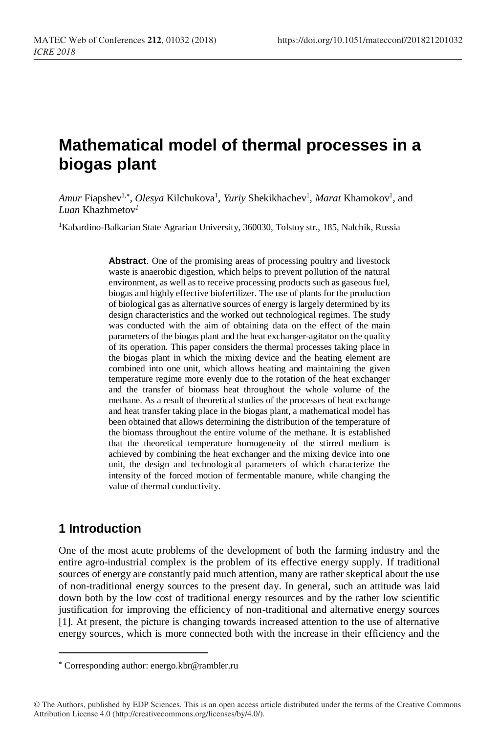# Mathematical model of thermal processes in a biogas plant

*Amur* Fiapshev[1,*], *Olesya* Kilchukova[1], *Yuriy* Shekikhachev[1], *Marat* Khamokov[1], and *Luan* Khazhmetov[1]

[1]Kabardino-Balkarian State Agrarian University, 360030, Tolstoy str., 185, Nalchik, Russia

**Abstract**. One of the promising areas of processing poultry and livestock waste is anaerobic digestion, which helps to prevent pollution of the natural environment, as well as to receive processing products such as gaseous fuel, biogas and highly effective biofertilizer. The use of plants for the production of biological gas as alternative sources of energy is largely determined by its design characteristics and the worked out technological regimes. The study was conducted with the aim of obtaining data on the effect of the main parameters of the biogas plant and the heat exchanger-agitator on the quality of its operation. This paper considers the thermal processes taking place in the biogas plant in which the mixing device and the heating element are combined into one unit, which allows heating and maintaining the given temperature regime more evenly due to the rotation of the heat exchanger and the transfer of biomass heat throughout the whole volume of the methane. As a result of theoretical studies of the processes of heat exchange and heat transfer taking place in the biogas plant, a mathematical model has been obtained that allows determining the distribution of the temperature of the biomass throughout the entire volume of the methane. It is established that the theoretical temperature homogeneity of the stirred medium is achieved by combining the heat exchanger and the mixing device into one unit, the design and technological parameters of which characterize the intensity of the forced motion of fermentable manure, while changing the value of thermal conductivity.

## 1 Introduction

One of the most acute problems of the development of both the farming industry and the entire agro-industrial complex is the problem of its effective energy supply. If traditional sources of energy are constantly paid much attention, many are rather skeptical about the use of non-traditional energy sources to the present day. In general, such an attitude was laid down both by the low cost of traditional energy resources and by the rather low scientific justification for improving the efficiency of non-traditional and alternative energy sources [1]. At present, the picture is changing towards increased attention to the use of alternative energy sources, which is more connected both with the increase in their efficiency and the

---

* Corresponding author: energo.kbr@rambler.ru

© The Authors, published by EDP Sciences. This is an open access article distributed under the terms of the Creative Commons Attribution License 4.0 (http://creativecommons.org/licenses/by/4.0/).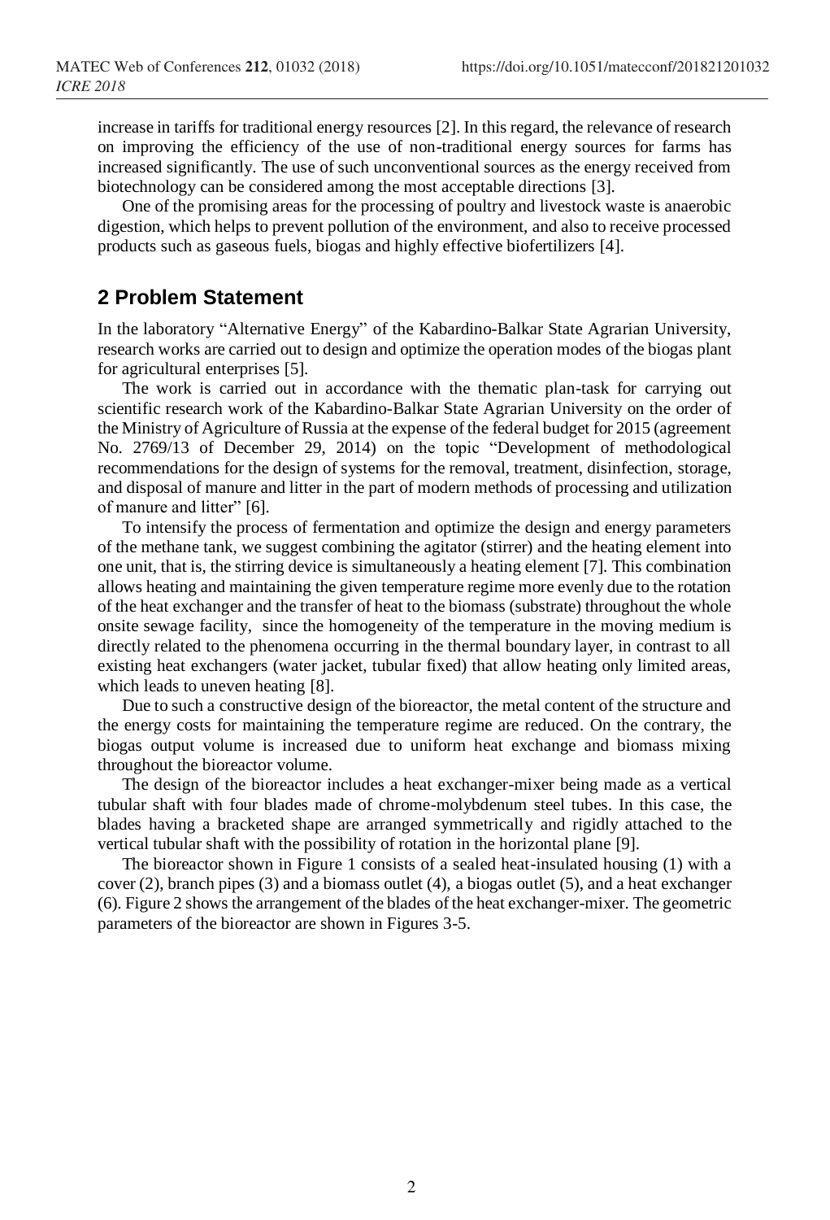increase in tariffs for traditional energy resources [2]. In this regard, the relevance of research on improving the efficiency of the use of non-traditional energy sources for farms has increased significantly. The use of such unconventional sources as the energy received from biotechnology can be considered among the most acceptable directions [3].

One of the promising areas for the processing of poultry and livestock waste is anaerobic digestion, which helps to prevent pollution of the environment, and also to receive processed products such as gaseous fuels, biogas and highly effective biofertilizers [4].

## 2 Problem Statement

In the laboratory "Alternative Energy" of the Kabardino-Balkar State Agrarian University, research works are carried out to design and optimize the operation modes of the biogas plant for agricultural enterprises [5].

The work is carried out in accordance with the thematic plan-task for carrying out scientific research work of the Kabardino-Balkar State Agrarian University on the order of the Ministry of Agriculture of Russia at the expense of the federal budget for 2015 (agreement No. 2769/13 of December 29, 2014) on the topic "Development of methodological recommendations for the design of systems for the removal, treatment, disinfection, storage, and disposal of manure and litter in the part of modern methods of processing and utilization of manure and litter" [6].

To intensify the process of fermentation and optimize the design and energy parameters of the methane tank, we suggest combining the agitator (stirrer) and the heating element into one unit, that is, the stirring device is simultaneously a heating element [7]. This combination allows heating and maintaining the given temperature regime more evenly due to the rotation of the heat exchanger and the transfer of heat to the biomass (substrate) throughout the whole onsite sewage facility, since the homogeneity of the temperature in the moving medium is directly related to the phenomena occurring in the thermal boundary layer, in contrast to all existing heat exchangers (water jacket, tubular fixed) that allow heating only limited areas, which leads to uneven heating [8].

Due to such a constructive design of the bioreactor, the metal content of the structure and the energy costs for maintaining the temperature regime are reduced. On the contrary, the biogas output volume is increased due to uniform heat exchange and biomass mixing throughout the bioreactor volume.

The design of the bioreactor includes a heat exchanger-mixer being made as a vertical tubular shaft with four blades made of chrome-molybdenum steel tubes. In this case, the blades having a bracketed shape are arranged symmetrically and rigidly attached to the vertical tubular shaft with the possibility of rotation in the horizontal plane [9].

The bioreactor shown in Figure 1 consists of a sealed heat-insulated housing (1) with a cover (2), branch pipes (3) and a biomass outlet (4), a biogas outlet (5), and a heat exchanger (6). Figure 2 shows the arrangement of the blades of the heat exchanger-mixer. The geometric parameters of the bioreactor are shown in Figures 3-5.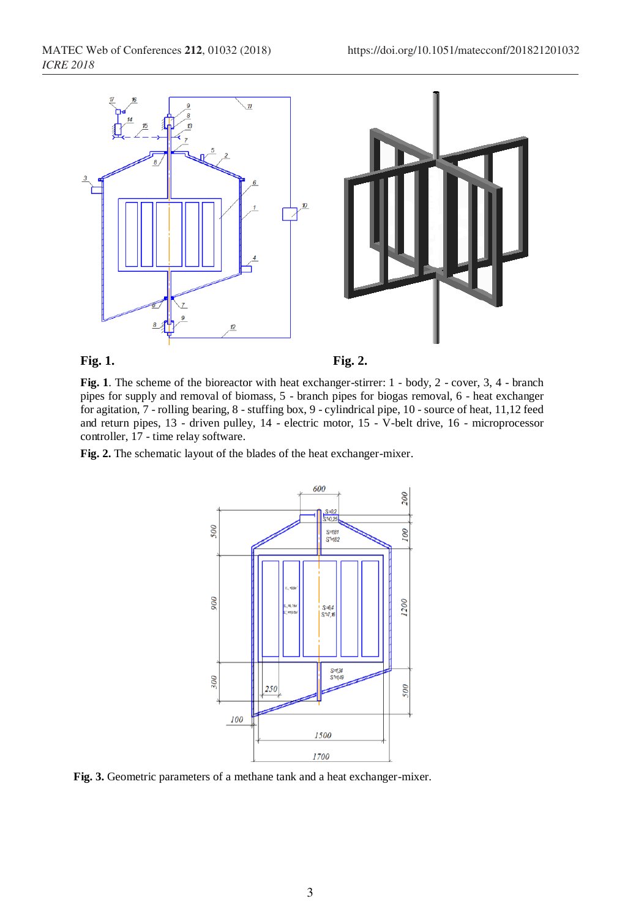**Fig. 1.**

**Fig. 2.**

**Fig. 1**. The scheme of the bioreactor with heat exchanger-stirrer: 1 - body, 2 - cover, 3, 4 - branch pipes for supply and removal of biomass, 5 - branch pipes for biogas removal, 6 - heat exchanger for agitation, 7 - rolling bearing, 8 - stuffing box, 9 - cylindrical pipe, 10 - source of heat, 11,12 feed and return pipes, 13 - driven pulley, 14 - electric motor, 15 - V-belt drive, 16 - microprocessor controller, 17 - time relay software.

**Fig. 2.** The schematic layout of the blades of the heat exchanger-mixer.

**Fig. 3.** Geometric parameters of a methane tank and a heat exchanger-mixer.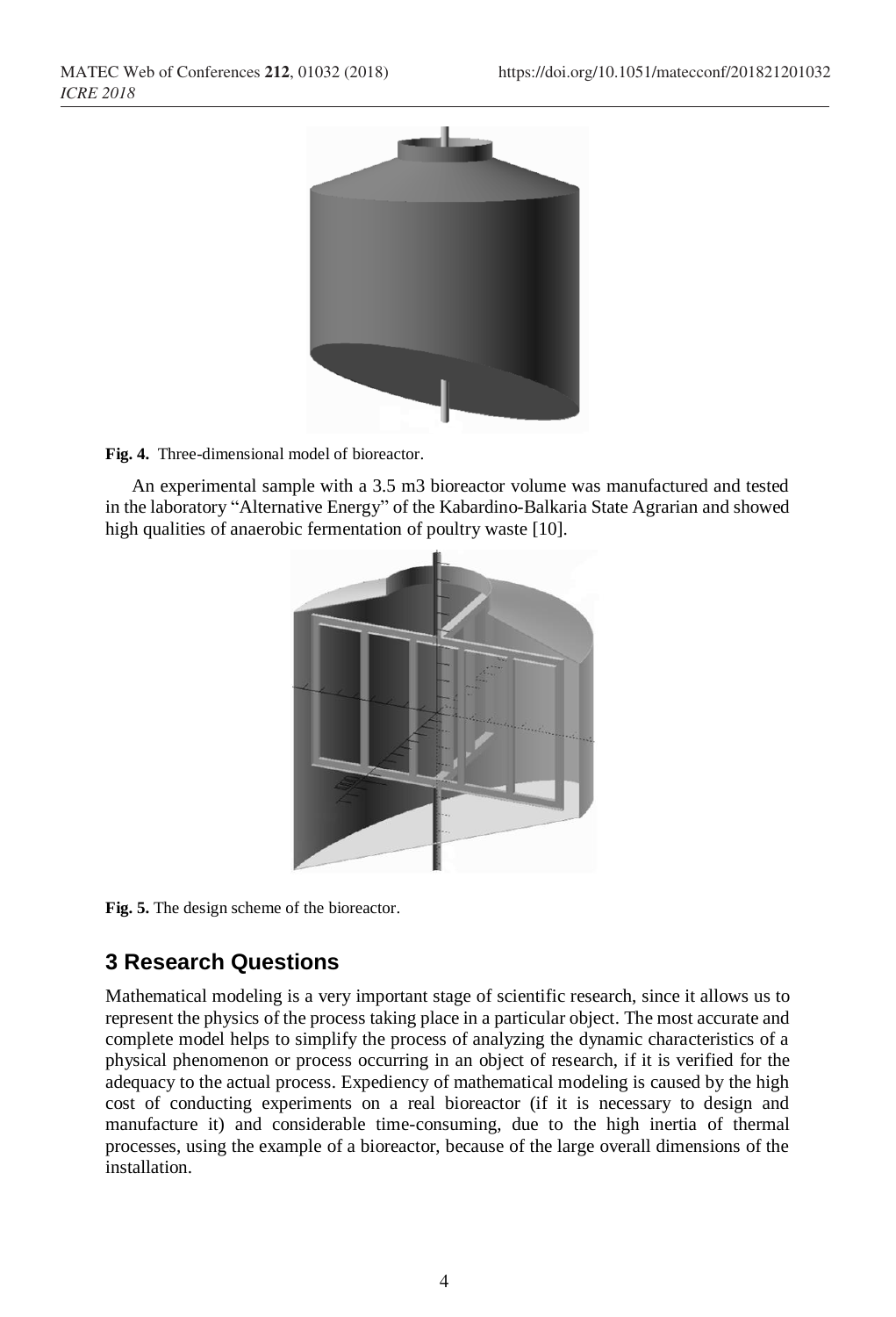**Fig. 4.** Three-dimensional model of bioreactor.

An experimental sample with a 3.5 m3 bioreactor volume was manufactured and tested in the laboratory "Alternative Energy" of the Kabardino-Balkaria State Agrarian and showed high qualities of anaerobic fermentation of poultry waste [10].

**Fig. 5.** The design scheme of the bioreactor.

## 3 Research Questions

Mathematical modeling is a very important stage of scientific research, since it allows us to represent the physics of the process taking place in a particular object. The most accurate and complete model helps to simplify the process of analyzing the dynamic characteristics of a physical phenomenon or process occurring in an object of research, if it is verified for the adequacy to the actual process. Expediency of mathematical modeling is caused by the high cost of conducting experiments on a real bioreactor (if it is necessary to design and manufacture it) and considerable time-consuming, due to the high inertia of thermal processes, using the example of a bioreactor, because of the large overall dimensions of the installation.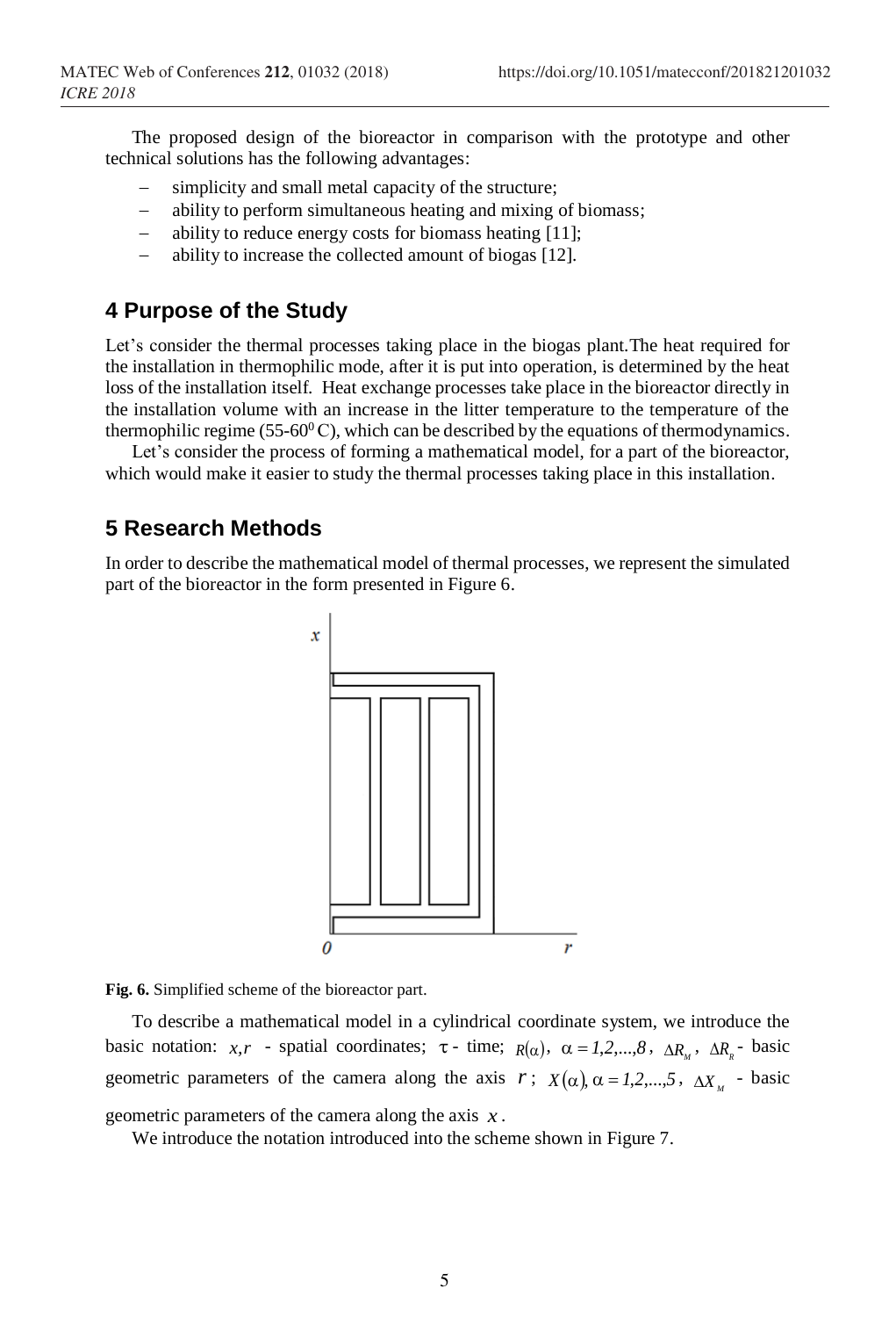The proposed design of the bioreactor in comparison with the prototype and other technical solutions has the following advantages:

- simplicity and small metal capacity of the structure;
- ability to perform simultaneous heating and mixing of biomass;
- ability to reduce energy costs for biomass heating [11];
- ability to increase the collected amount of biogas [12].

## 4 Purpose of the Study

Let's consider the thermal processes taking place in the biogas plant.The heat required for the installation in thermophilic mode, after it is put into operation, is determined by the heat loss of the installation itself. Heat exchange processes take place in the bioreactor directly in the installation volume with an increase in the litter temperature to the temperature of the thermophilic regime (55-60$^0$ C), which can be described by the equations of thermodynamics.

Let's consider the process of forming a mathematical model, for a part of the bioreactor, which would make it easier to study the thermal processes taking place in this installation.

## 5 Research Methods

In order to describe the mathematical model of thermal processes, we represent the simulated part of the bioreactor in the form presented in Figure 6.

**Fig. 6.** Simplified scheme of the bioreactor part.

To describe a mathematical model in a cylindrical coordinate system, we introduce the basic notation: $x, r$ - spatial coordinates; $\tau$ - time; $R(\alpha)$, $\alpha = 1,2,...,8$, $\Delta R_M$, $\Delta R_R$ - basic geometric parameters of the camera along the axis $r$; $X(\alpha), \alpha = 1,2,...,5$, $\Delta X_M$ - basic geometric parameters of the camera along the axis $x$.

We introduce the notation introduced into the scheme shown in Figure 7.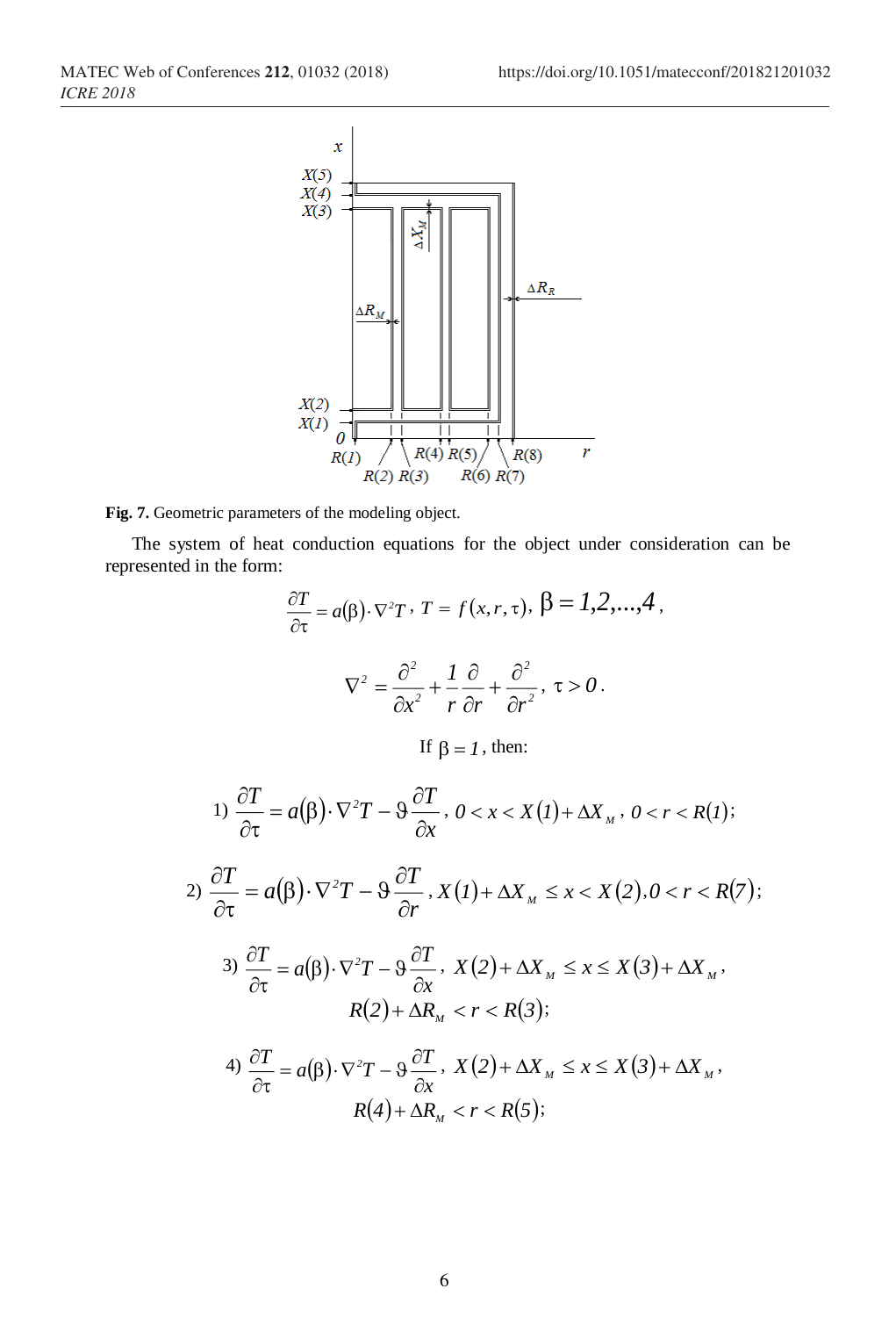**Fig. 7.** Geometric parameters of the modeling object.

The system of heat conduction equations for the object under consideration can be represented in the form:

$$\frac{\partial T}{\partial \tau} = a(\beta)\cdot \nabla^2 T,\ T = f(x, r, \tau),\ \beta = 1,2,...,4,$$

$$\nabla^2 = \frac{\partial^2}{\partial x^2} + \frac{1}{r}\frac{\partial}{\partial r} + \frac{\partial^2}{\partial r^2},\ \tau > 0.$$

If $\beta = 1$, then:

1) $$\frac{\partial T}{\partial \tau} = a(\beta)\cdot \nabla^2 T - \vartheta \frac{\partial T}{\partial x},\ 0 < x < X(1) + \Delta X_M,\ 0 < r < R(1);$$

2) $$\frac{\partial T}{\partial \tau} = a(\beta)\cdot \nabla^2 T - \vartheta \frac{\partial T}{\partial r},\ X(1) + \Delta X_M \le x < X(2), 0 < r < R(7);$$

3) $$\frac{\partial T}{\partial \tau} = a(\beta)\cdot \nabla^2 T - \vartheta \frac{\partial T}{\partial x},\ X(2) + \Delta X_M \le x \le X(3) + \Delta X_M,$$ $$R(2) + \Delta R_M < r < R(3);$$

4) $$\frac{\partial T}{\partial \tau} = a(\beta)\cdot \nabla^2 T - \vartheta \frac{\partial T}{\partial x},\ X(2) + \Delta X_M \le x \le X(3) + \Delta X_M,$$ $$R(4) + \Delta R_M < r < R(5);$$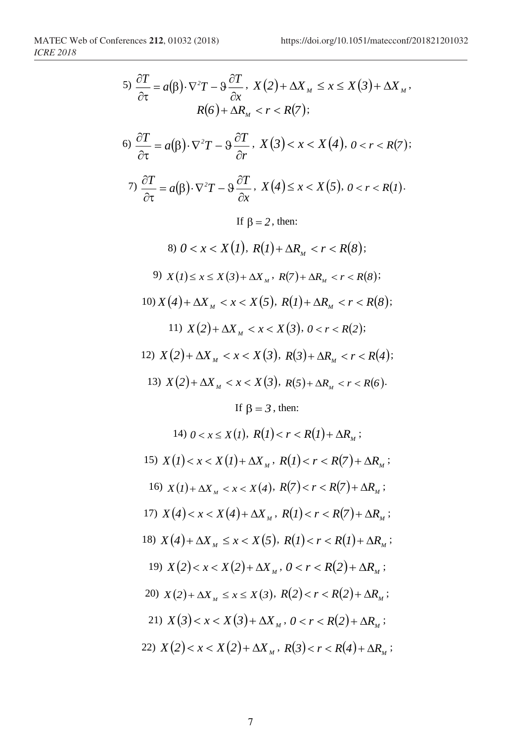5) $\dfrac{\partial T}{\partial \tau} = a(\beta) \cdot \nabla^2 T - \vartheta \dfrac{\partial T}{\partial x}$, $X(2) + \Delta X_M \le x \le X(3) + \Delta X_M$, $R(6) + \Delta R_M < r < R(7)$;

6) $\dfrac{\partial T}{\partial \tau} = a(\beta) \cdot \nabla^2 T - \vartheta \dfrac{\partial T}{\partial r}$, $X(3) < x < X(4)$, $0 < r < R(7)$;

7) $\dfrac{\partial T}{\partial \tau} = a(\beta) \cdot \nabla^2 T - \vartheta \dfrac{\partial T}{\partial x}$, $X(4) \le x < X(5)$, $0 < r < R(1)$.

If $\beta = 2$, then:

8) $0 < x < X(1)$, $R(1) + \Delta R_M < r < R(8)$;

9) $X(1) \le x \le X(3) + \Delta X_M$, $R(7) + \Delta R_M < r < R(8)$;

10) $X(4) + \Delta X_M < x < X(5)$, $R(1) + \Delta R_M < r < R(8)$;

11) $X(2) + \Delta X_M < x < X(3)$, $0 < r < R(2)$;

12) $X(2) + \Delta X_M < x < X(3)$, $R(3) + \Delta R_M < r < R(4)$;

13) $X(2) + \Delta X_M < x < X(3)$, $R(5) + \Delta R_M < r < R(6)$.

If $\beta = 3$, then:

14) $0 < x \le X(1)$, $R(1) < r < R(1) + \Delta R_M$;

15) $X(1) < x < X(1) + \Delta X_M$, $R(1) < r < R(7) + \Delta R_M$;

16) $X(1) + \Delta X_M < x < X(4)$, $R(7) < r < R(7) + \Delta R_M$;

17) $X(4) < x < X(4) + \Delta X_M$, $R(1) < r < R(7) + \Delta R_M$;

18) $X(4) + \Delta X_M \le x < X(5)$, $R(1) < r < R(1) + \Delta R_M$;

19) $X(2) < x < X(2) + \Delta X_M$, $0 < r < R(2) + \Delta R_M$;

20) $X(2) + \Delta X_M \le x \le X(3)$, $R(2) < r < R(2) + \Delta R_M$;

21) $X(3) < x < X(3) + \Delta X_M$, $0 < r < R(2) + \Delta R_M$;

22) $X(2) < x < X(2) + \Delta X_M$, $R(3) < r < R(4) + \Delta R_M$;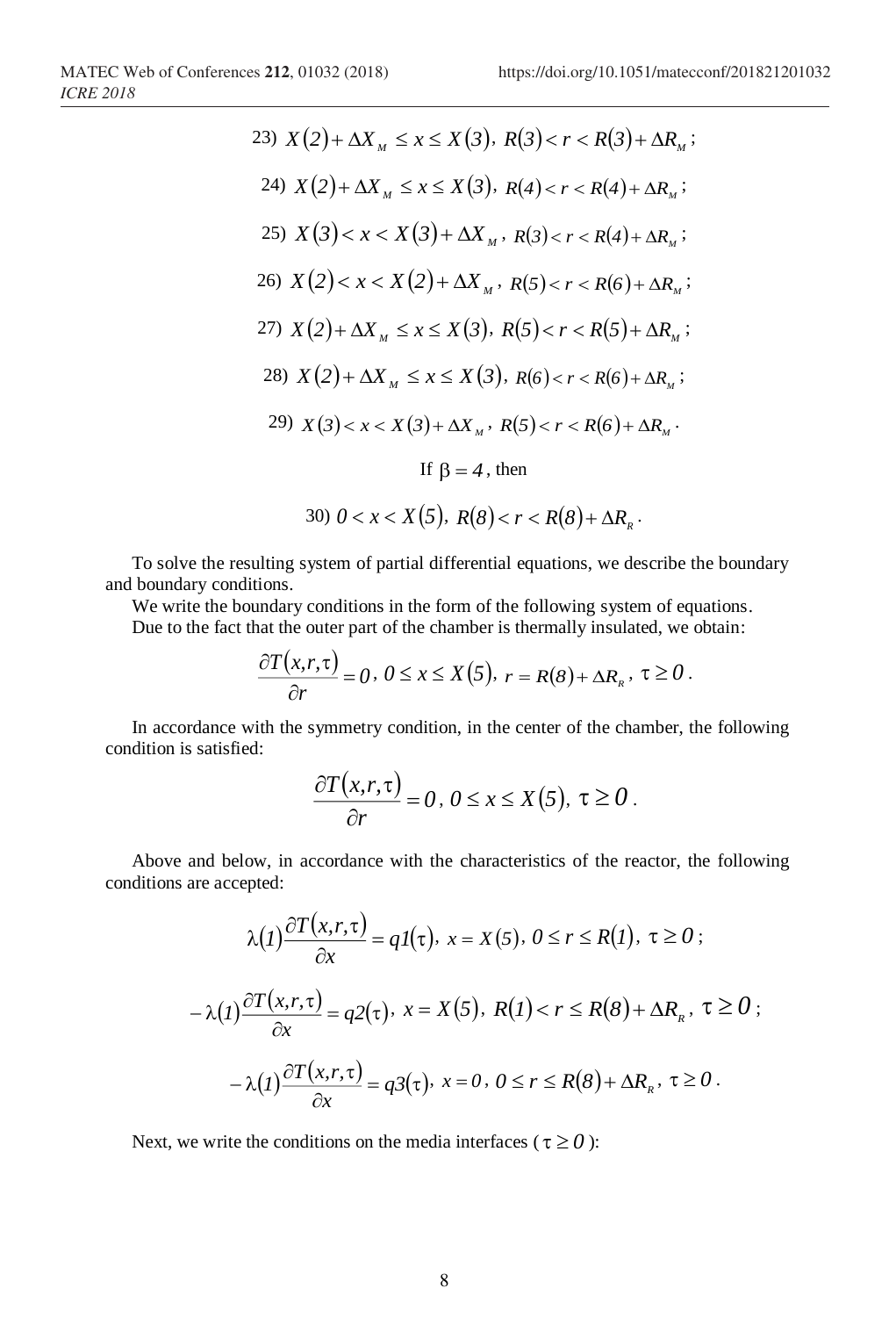23) $X(2)+\Delta X_M \le x \le X(3)$, $R(3) < r < R(3)+\Delta R_M$;

24) $X(2)+\Delta X_M \le x \le X(3)$, $R(4) < r < R(4)+\Delta R_M$;

25) $X(3) < x < X(3)+\Delta X_M$, $R(3) < r < R(4)+\Delta R_M$;

26) $X(2) < x < X(2)+\Delta X_M$, $R(5) < r < R(6)+\Delta R_M$;

27) $X(2)+\Delta X_M \le x \le X(3)$, $R(5) < r < R(5)+\Delta R_M$;

28) $X(2)+\Delta X_M \le x \le X(3)$, $R(6) < r < R(6)+\Delta R_M$;

29) $X(3) < x < X(3)+\Delta X_M$, $R(5) < r < R(6)+\Delta R_M$.

If $\beta = 4$, then

30) $0 < x < X(5)$, $R(8) < r < R(8)+\Delta R_R$.

To solve the resulting system of partial differential equations, we describe the boundary and boundary conditions.

We write the boundary conditions in the form of the following system of equations.

Due to the fact that the outer part of the chamber is thermally insulated, we obtain:

$$\frac{\partial T(x,r,\tau)}{\partial r} = 0,\ 0 \le x \le X(5),\ r = R(8)+\Delta R_R,\ \tau \ge 0.$$

In accordance with the symmetry condition, in the center of the chamber, the following condition is satisfied:

$$\frac{\partial T(x,r,\tau)}{\partial r} = 0,\ 0 \le x \le X(5),\ \tau \ge 0.$$

Above and below, in accordance with the characteristics of the reactor, the following conditions are accepted:

$$\lambda(1)\frac{\partial T(x,r,\tau)}{\partial x} = q1(\tau),\ x = X(5),\ 0 \le r \le R(1),\ \tau \ge 0;$$

$$-\lambda(1)\frac{\partial T(x,r,\tau)}{\partial x} = q2(\tau),\ x = X(5),\ R(1) < r \le R(8)+\Delta R_R,\ \tau \ge 0;$$

$$-\lambda(1)\frac{\partial T(x,r,\tau)}{\partial x} = q3(\tau),\ x = 0,\ 0 \le r \le R(8)+\Delta R_R,\ \tau \ge 0.$$

Next, we write the conditions on the media interfaces ($\tau \ge 0$):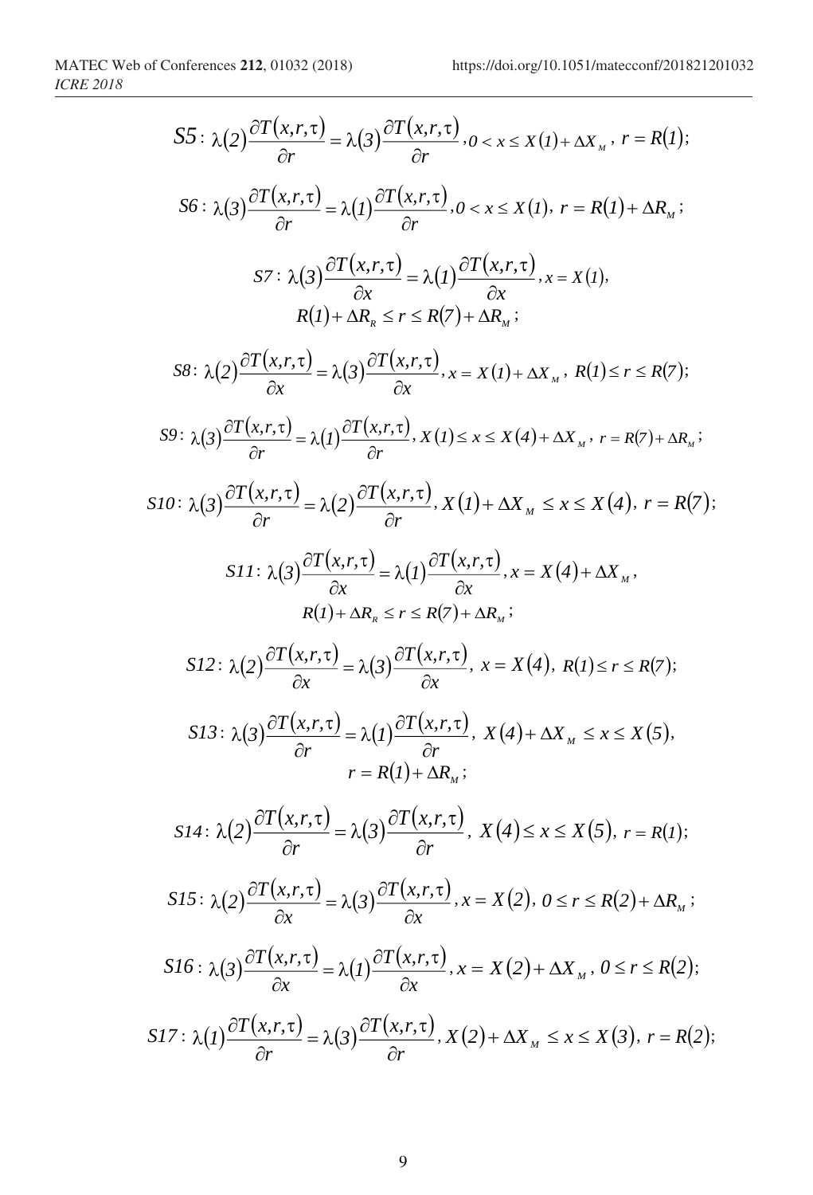$$S5: \lambda(2)\frac{\partial T(x,r,\tau)}{\partial r} = \lambda(3)\frac{\partial T(x,r,\tau)}{\partial r}, 0 < x \le X(1) + \Delta X_M,\ r = R(1);$$

$$S6: \lambda(3)\frac{\partial T(x,r,\tau)}{\partial r} = \lambda(1)\frac{\partial T(x,r,\tau)}{\partial r}, 0 < x \le X(1),\ r = R(1) + \Delta R_M;$$

$$S7: \lambda(3)\frac{\partial T(x,r,\tau)}{\partial x} = \lambda(1)\frac{\partial T(x,r,\tau)}{\partial x}, x = X(1),$$
$$R(1) + \Delta R_R \le r \le R(7) + \Delta R_M;$$

$$S8: \lambda(2)\frac{\partial T(x,r,\tau)}{\partial x} = \lambda(3)\frac{\partial T(x,r,\tau)}{\partial x}, x = X(1) + \Delta X_M,\ R(1) \le r \le R(7);$$

$$S9: \lambda(3)\frac{\partial T(x,r,\tau)}{\partial r} = \lambda(1)\frac{\partial T(x,r,\tau)}{\partial r}, X(1) \le x \le X(4) + \Delta X_M,\ r = R(7) + \Delta R_M;$$

$$S10: \lambda(3)\frac{\partial T(x,r,\tau)}{\partial r} = \lambda(2)\frac{\partial T(x,r,\tau)}{\partial r}, X(1) + \Delta X_M \le x \le X(4),\ r = R(7);$$

$$S11: \lambda(3)\frac{\partial T(x,r,\tau)}{\partial x} = \lambda(1)\frac{\partial T(x,r,\tau)}{\partial x}, x = X(4) + \Delta X_M,$$
$$R(1) + \Delta R_R \le r \le R(7) + \Delta R_M;$$

$$S12: \lambda(2)\frac{\partial T(x,r,\tau)}{\partial x} = \lambda(3)\frac{\partial T(x,r,\tau)}{\partial x},\ x = X(4),\ R(1) \le r \le R(7);$$

$$S13: \lambda(3)\frac{\partial T(x,r,\tau)}{\partial r} = \lambda(1)\frac{\partial T(x,r,\tau)}{\partial r},\ X(4) + \Delta X_M \le x \le X(5),$$
$$r = R(1) + \Delta R_M;$$

$$S14: \lambda(2)\frac{\partial T(x,r,\tau)}{\partial r} = \lambda(3)\frac{\partial T(x,r,\tau)}{\partial r},\ X(4) \le x \le X(5),\ r = R(1);$$

$$S15: \lambda(2)\frac{\partial T(x,r,\tau)}{\partial x} = \lambda(3)\frac{\partial T(x,r,\tau)}{\partial x}, x = X(2),\ 0 \le r \le R(2) + \Delta R_M;$$

$$S16: \lambda(3)\frac{\partial T(x,r,\tau)}{\partial x} = \lambda(1)\frac{\partial T(x,r,\tau)}{\partial x}, x = X(2) + \Delta X_M,\ 0 \le r \le R(2);$$

$$S17: \lambda(1)\frac{\partial T(x,r,\tau)}{\partial r} = \lambda(3)\frac{\partial T(x,r,\tau)}{\partial r}, X(2) + \Delta X_M \le x \le X(3),\ r = R(2);$$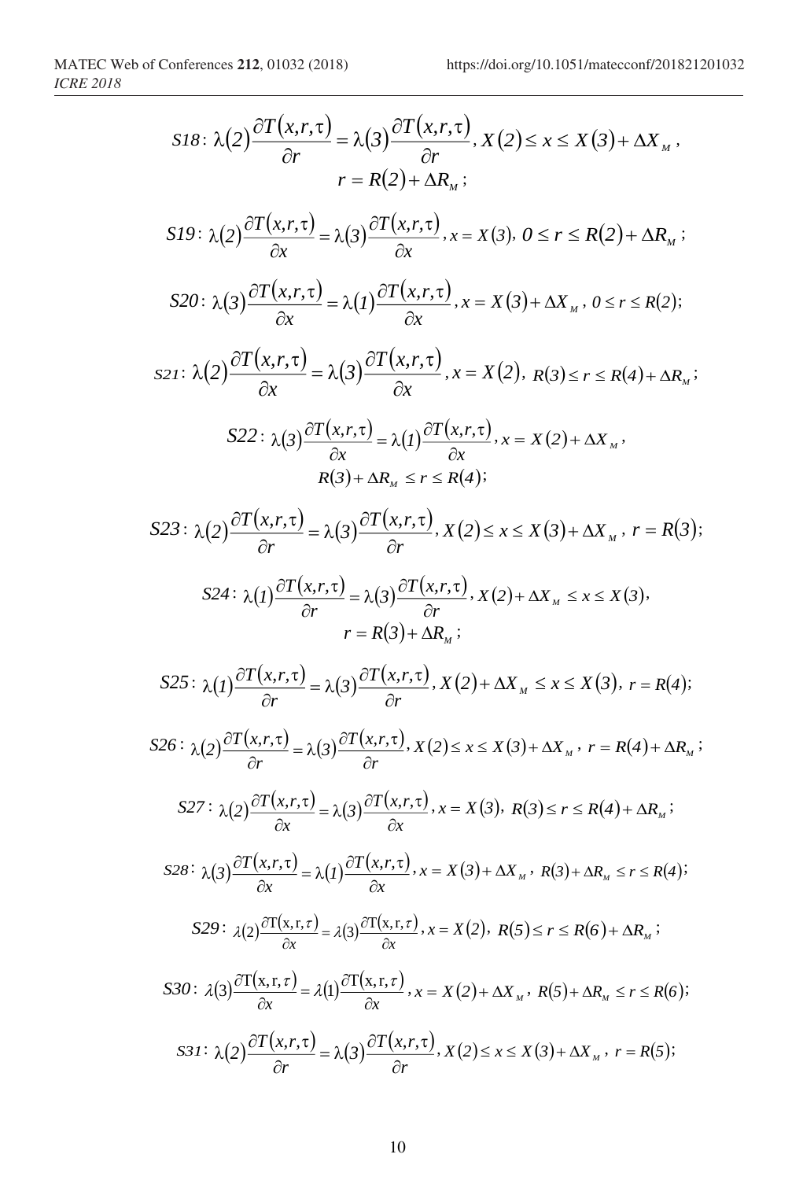$$S18:\ \lambda(2)\frac{\partial T(x,r,\tau)}{\partial r}=\lambda(3)\frac{\partial T(x,r,\tau)}{\partial r},\ X(2)\le x\le X(3)+\Delta X_M,\ r=R(2)+\Delta R_M;$$

$$S19:\ \lambda(2)\frac{\partial T(x,r,\tau)}{\partial x}=\lambda(3)\frac{\partial T(x,r,\tau)}{\partial x},\ x=X(3),\ 0\le r\le R(2)+\Delta R_M;$$

$$S20:\ \lambda(3)\frac{\partial T(x,r,\tau)}{\partial x}=\lambda(1)\frac{\partial T(x,r,\tau)}{\partial x},\ x=X(3)+\Delta X_M,\ 0\le r\le R(2);$$

$$S21:\ \lambda(2)\frac{\partial T(x,r,\tau)}{\partial x}=\lambda(3)\frac{\partial T(x,r,\tau)}{\partial x},\ x=X(2),\ R(3)\le r\le R(4)+\Delta R_M;$$

$$S22:\ \lambda(3)\frac{\partial T(x,r,\tau)}{\partial x}=\lambda(1)\frac{\partial T(x,r,\tau)}{\partial x},\ x=X(2)+\Delta X_M,\ R(3)+\Delta R_M\le r\le R(4);$$

$$S23:\ \lambda(2)\frac{\partial T(x,r,\tau)}{\partial r}=\lambda(3)\frac{\partial T(x,r,\tau)}{\partial r},\ X(2)\le x\le X(3)+\Delta X_M,\ r=R(3);$$

$$S24:\ \lambda(1)\frac{\partial T(x,r,\tau)}{\partial r}=\lambda(3)\frac{\partial T(x,r,\tau)}{\partial r},\ X(2)+\Delta X_M\le x\le X(3),\ r=R(3)+\Delta R_M;$$

$$S25:\ \lambda(1)\frac{\partial T(x,r,\tau)}{\partial r}=\lambda(3)\frac{\partial T(x,r,\tau)}{\partial r},\ X(2)+\Delta X_M\le x\le X(3),\ r=R(4);$$

$$S26:\ \lambda(2)\frac{\partial T(x,r,\tau)}{\partial r}=\lambda(3)\frac{\partial T(x,r,\tau)}{\partial r},\ X(2)\le x\le X(3)+\Delta X_M,\ r=R(4)+\Delta R_M;$$

$$S27:\ \lambda(2)\frac{\partial T(x,r,\tau)}{\partial x}=\lambda(3)\frac{\partial T(x,r,\tau)}{\partial x},\ x=X(3),\ R(3)\le r\le R(4)+\Delta R_M;$$

$$S28:\ \lambda(3)\frac{\partial T(x,r,\tau)}{\partial x}=\lambda(1)\frac{\partial T(x,r,\tau)}{\partial x},\ x=X(3)+\Delta X_M,\ R(3)+\Delta R_M\le r\le R(4);$$

$$S29:\ \lambda(2)\frac{\partial T(x,r,\tau)}{\partial x}=\lambda(3)\frac{\partial T(x,r,\tau)}{\partial x},\ x=X(2),\ R(5)\le r\le R(6)+\Delta R_M;$$

$$S30:\ \lambda(3)\frac{\partial T(x,r,\tau)}{\partial x}=\lambda(1)\frac{\partial T(x,r,\tau)}{\partial x},\ x=X(2)+\Delta X_M,\ R(5)+\Delta R_M\le r\le R(6);$$

$$S31:\ \lambda(2)\frac{\partial T(x,r,\tau)}{\partial r}=\lambda(3)\frac{\partial T(x,r,\tau)}{\partial r},\ X(2)\le x\le X(3)+\Delta X_M,\ r=R(5);$$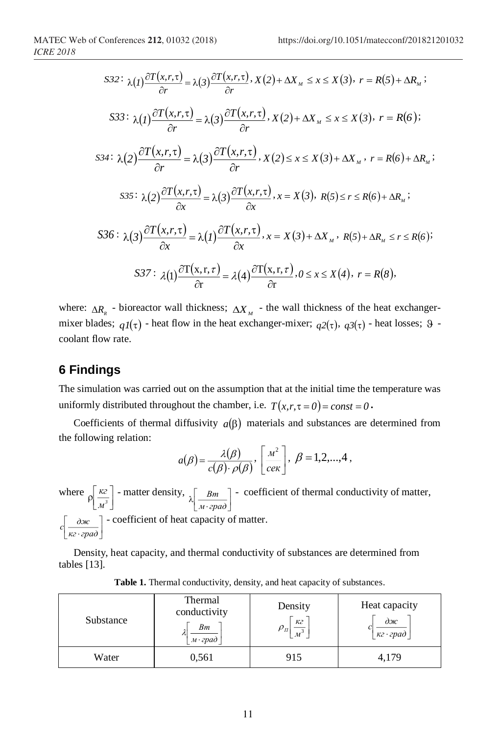$$S32:\ \lambda(1)\frac{\partial T(x,r,\tau)}{\partial r}=\lambda(3)\frac{\partial T(x,r,\tau)}{\partial r},\ X(2)+\Delta X_{M}\leq x\leq X(3),\ r=R(5)+\Delta R_{M};$$

$$S33:\ \lambda(1)\frac{\partial T(x,r,\tau)}{\partial r}=\lambda(3)\frac{\partial T(x,r,\tau)}{\partial r},\ X(2)+\Delta X_{M}\leq x\leq X(3),\ r=R(6);$$

$$S34:\ \lambda(2)\frac{\partial T(x,r,\tau)}{\partial r}=\lambda(3)\frac{\partial T(x,r,\tau)}{\partial r},\ X(2)\leq x\leq X(3)+\Delta X_{M},\ r=R(6)+\Delta R_{M};$$

$$S35:\ \lambda(2)\frac{\partial T(x,r,\tau)}{\partial x}=\lambda(3)\frac{\partial T(x,r,\tau)}{\partial x},\ x=X(3),\ R(5)\leq r\leq R(6)+\Delta R_{M};$$

$$S36:\ \lambda(3)\frac{\partial T(x,r,\tau)}{\partial x}=\lambda(1)\frac{\partial T(x,r,\tau)}{\partial x},\ x=X(3)+\Delta X_{M},\ R(5)+\Delta R_{M}\leq r\leq R(6);$$

$$S37:\ \lambda(1)\frac{\partial T(x,r,\tau)}{\partial r}=\lambda(4)\frac{\partial T(x,r,\tau)}{\partial r},0\leq x\leq X(4),\ r=R(8),$$

where: $\Delta R_{B}$ - bioreactor wall thickness; $\Delta X_{M}$ - the wall thickness of the heat exchanger-mixer blades; $q1(\tau)$ - heat flow in the heat exchanger-mixer; $q2(\tau)$, $q3(\tau)$ - heat losses; $\vartheta$ - coolant flow rate.

## 6 Findings

The simulation was carried out on the assumption that at the initial time the temperature was uniformly distributed throughout the chamber, i.e. $T(x,r,\tau=0)=const=0$.

Coefficients of thermal diffusivity $a(\beta)$ materials and substances are determined from the following relation:

$$a(\beta)=\frac{\lambda(\beta)}{c(\beta)\cdot\rho(\beta)},\ \left[\frac{м^2}{сек}\right],\ \beta=1,2,...,4,$$

where $\rho\left[\frac{кг}{м^3}\right]$ - matter density, $\lambda\left[\frac{Вт}{м\cdot град}\right]$ - coefficient of thermal conductivity of matter, $c\left[\frac{дж}{кг\cdot град}\right]$ - coefficient of heat capacity of matter.

Density, heat capacity, and thermal conductivity of substances are determined from tables [13].

**Table 1.** Thermal conductivity, density, and heat capacity of substances.

| Substance | Thermal conductivity $\lambda\left[\frac{Вт}{м\cdot град}\right]$ | Density $\rho_{П}\left[\frac{кг}{м^3}\right]$ | Heat capacity $c\left[\frac{дж}{кг\cdot град}\right]$ |
|---|---|---|---|
| Water | 0,561 | 915 | 4,179 |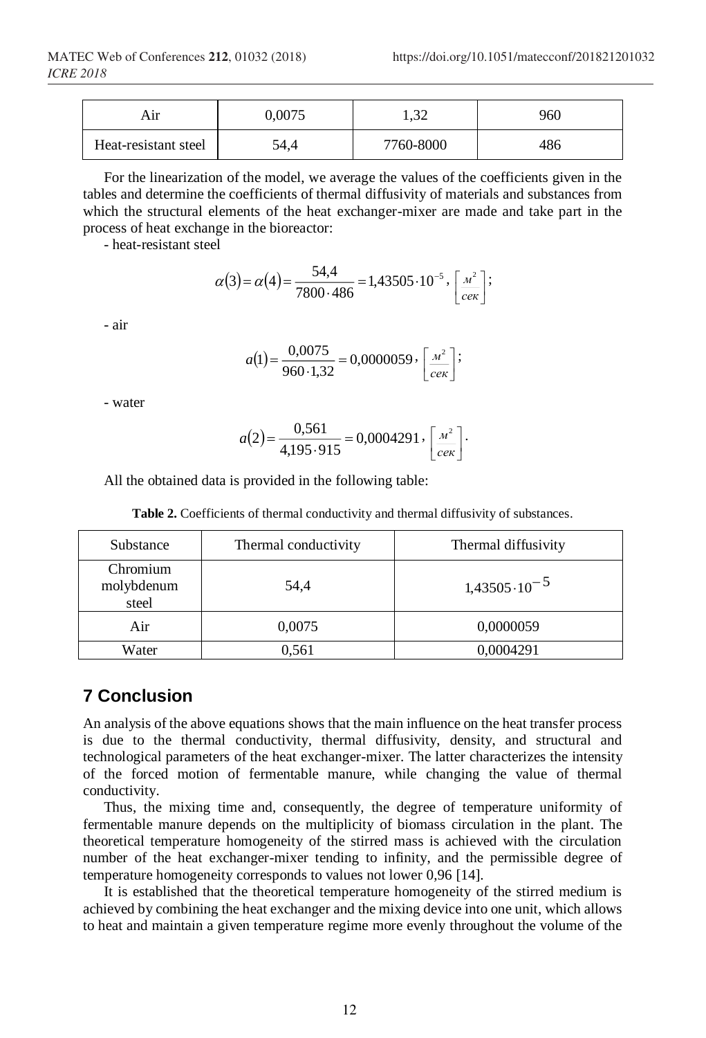| Air | 0,0075 | 1,32 | 960 |
|---|---|---|---|
| Heat-resistant steel | 54,4 | 7760-8000 | 486 |

For the linearization of the model, we average the values of the coefficients given in the tables and determine the coefficients of thermal diffusivity of materials and substances from which the structural elements of the heat exchanger-mixer are made and take part in the process of heat exchange in the bioreactor:

- heat-resistant steel

$$\alpha(3) = \alpha(4) = \frac{54{,}4}{7800 \cdot 486} = 1{,}43505 \cdot 10^{-5}, \left[\frac{м^2}{сек}\right];$$

- air

$$a(1) = \frac{0{,}0075}{960 \cdot 1{,}32} = 0{,}0000059, \left[\frac{м^2}{сек}\right];$$

- water

$$a(2) = \frac{0{,}561}{4{,}195 \cdot 915} = 0{,}0004291, \left[\frac{м^2}{сек}\right].$$

All the obtained data is provided in the following table:

**Table 2.** Coefficients of thermal conductivity and thermal diffusivity of substances.

| Substance | Thermal conductivity | Thermal diffusivity |
|---|---|---|
| Chromium molybdenum steel | 54,4 | $1{,}43505 \cdot 10^{-5}$ |
| Air | 0,0075 | 0,0000059 |
| Water | 0,561 | 0,0004291 |

## 7 Conclusion

An analysis of the above equations shows that the main influence on the heat transfer process is due to the thermal conductivity, thermal diffusivity, density, and structural and technological parameters of the heat exchanger-mixer. The latter characterizes the intensity of the forced motion of fermentable manure, while changing the value of thermal conductivity.

Thus, the mixing time and, consequently, the degree of temperature uniformity of fermentable manure depends on the multiplicity of biomass circulation in the plant. The theoretical temperature homogeneity of the stirred mass is achieved with the circulation number of the heat exchanger-mixer tending to infinity, and the permissible degree of temperature homogeneity corresponds to values not lower 0,96 [14].

It is established that the theoretical temperature homogeneity of the stirred medium is achieved by combining the heat exchanger and the mixing device into one unit, which allows to heat and maintain a given temperature regime more evenly throughout the volume of the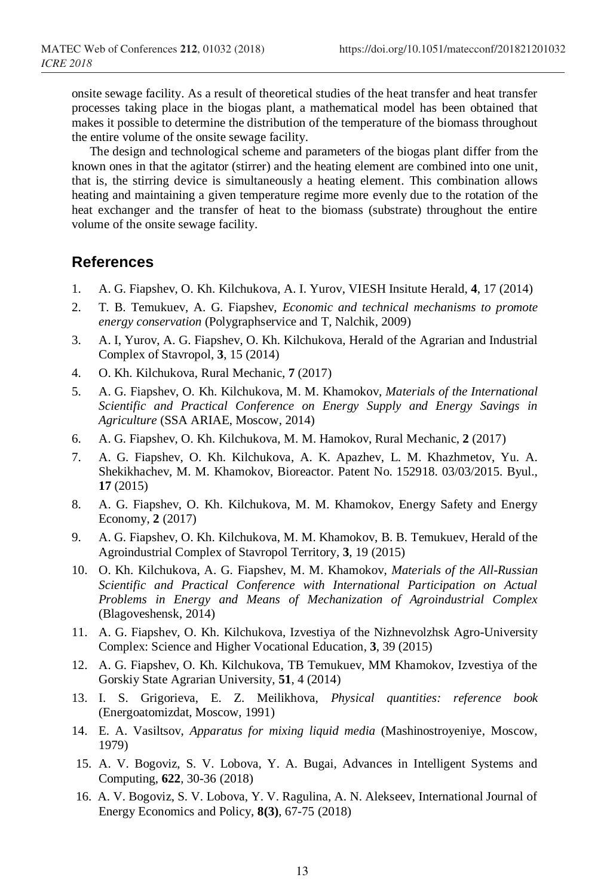onsite sewage facility. As a result of theoretical studies of the heat transfer and heat transfer processes taking place in the biogas plant, a mathematical model has been obtained that makes it possible to determine the distribution of the temperature of the biomass throughout the entire volume of the onsite sewage facility.

The design and technological scheme and parameters of the biogas plant differ from the known ones in that the agitator (stirrer) and the heating element are combined into one unit, that is, the stirring device is simultaneously a heating element. This combination allows heating and maintaining a given temperature regime more evenly due to the rotation of the heat exchanger and the transfer of heat to the biomass (substrate) throughout the entire volume of the onsite sewage facility.

## References

1. A. G. Fiapshev, O. Kh. Kilchukova, A. I. Yurov, VIESH Insitute Herald, **4**, 17 (2014)
2. T. B. Temukuev, A. G. Fiapshev, *Economic and technical mechanisms to promote energy conservation* (Polygraphservice and T, Nalchik, 2009)
3. A. I, Yurov, A. G. Fiapshev, O. Kh. Kilchukova, Herald of the Agrarian and Industrial Complex of Stavropol, **3**, 15 (2014)
4. O. Kh. Kilchukova, Rural Mechanic, **7** (2017)
5. A. G. Fiapshev, O. Kh. Kilchukova, M. M. Khamokov, *Materials of the International Scientific and Practical Conference on Energy Supply and Energy Savings in Agriculture* (SSA ARIAE, Moscow, 2014)
6. A. G. Fiapshev, O. Kh. Kilchukova, M. M. Hamokov, Rural Mechanic, **2** (2017)
7. A. G. Fiapshev, O. Kh. Kilchukova, A. K. Apazhev, L. M. Khazhmetov, Yu. A. Shekikhachev, M. M. Khamokov, Bioreactor. Patent No. 152918. 03/03/2015. Byul., **17** (2015)
8. A. G. Fiapshev, O. Kh. Kilchukova, M. M. Khamokov, Energy Safety and Energy Economy, **2** (2017)
9. A. G. Fiapshev, O. Kh. Kilchukova, M. M. Khamokov, B. B. Temukuev, Herald of the Agroindustrial Complex of Stavropol Territory, **3**, 19 (2015)
10. O. Kh. Kilchukova, A. G. Fiapshev, M. M. Khamokov, *Materials of the All-Russian Scientific and Practical Conference with International Participation on Actual Problems in Energy and Means of Mechanization of Agroindustrial Complex* (Blagoveshensk, 2014)
11. A. G. Fiapshev, O. Kh. Kilchukova, Izvestiya of the Nizhnevolzhsk Agro-University Complex: Science and Higher Vocational Education, **3**, 39 (2015)
12. A. G. Fiapshev, O. Kh. Kilchukova, TB Temukuev, MM Khamokov, Izvestiya of the Gorskiy State Agrarian University, **51**, 4 (2014)
13. I. S. Grigorieva, E. Z. Meilikhova, *Physical quantities: reference book* (Energoatomizdat, Moscow, 1991)
14. E. A. Vasiltsov, *Apparatus for mixing liquid media* (Mashinostroyeniye, Moscow, 1979)
15. A. V. Bogoviz, S. V. Lobova, Y. A. Bugai, Advances in Intelligent Systems and Computing, **622**, 30-36 (2018)
16. A. V. Bogoviz, S. V. Lobova, Y. V. Ragulina, A. N. Alekseev, International Journal of Energy Economics and Policy, **8(3)**, 67-75 (2018)